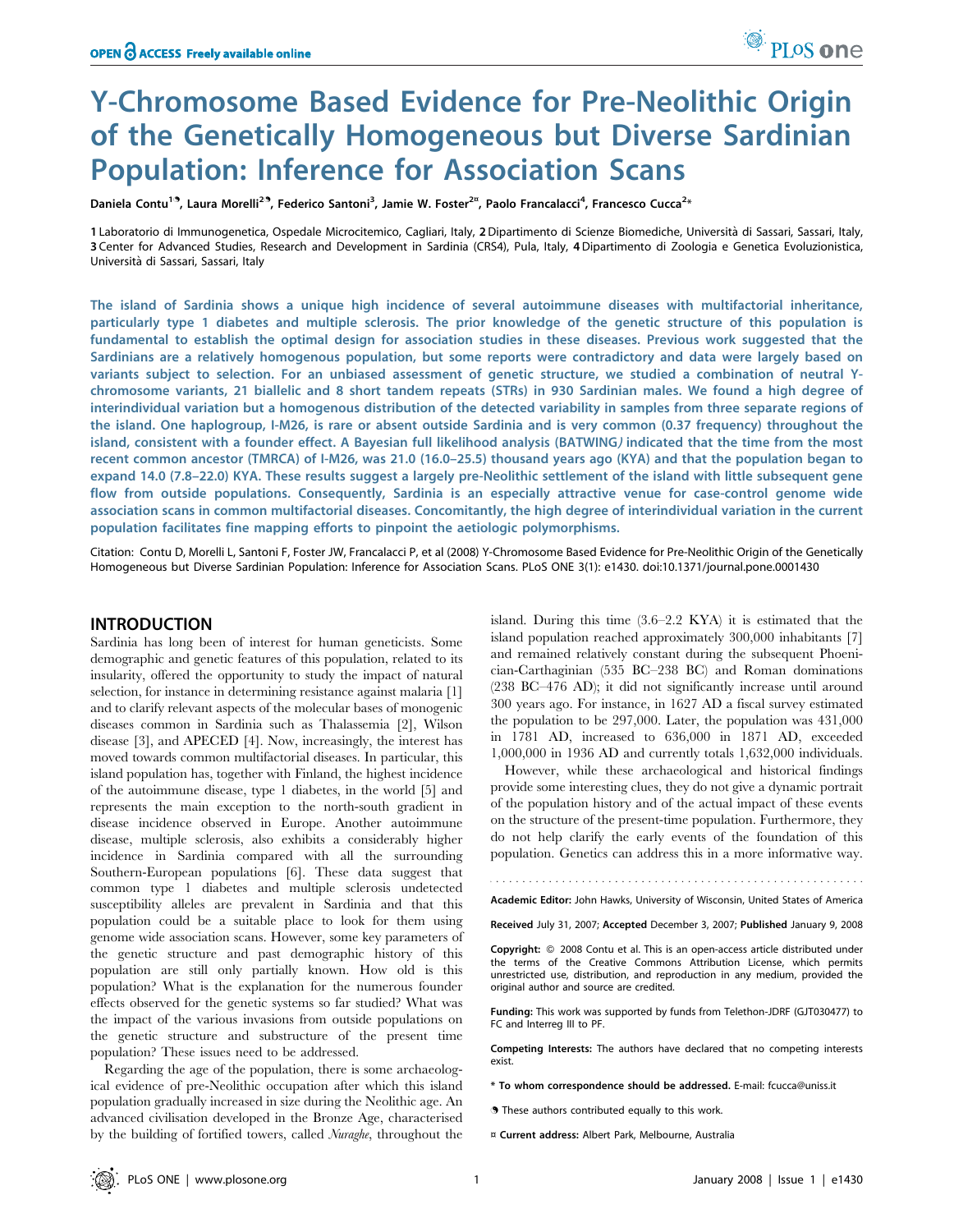# Y-Chromosome Based Evidence for Pre-Neolithic Origin of the Genetically Homogeneous but Diverse Sardinian Population: Inference for Association Scans

Daniela Contu[1¶], Laura Morelli[2¶], Federico Santoni[3], Jamie W. Foster[2¤], Paolo Francalacci[4], Francesco Cucca[2*]

1 Laboratorio di Immunogenetica, Ospedale Microcitemico, Cagliari, Italy, 2 Dipartimento di Scienze Biomediche, Università di Sassari, Sassari, Italy, 3 Center for Advanced Studies, Research and Development in Sardinia (CRS4), Pula, Italy, 4 Dipartimento di Zoologia e Genetica Evoluzionistica, Università di Sassari, Sassari, Italy

**The island of Sardinia shows a unique high incidence of several autoimmune diseases with multifactorial inheritance, particularly type 1 diabetes and multiple sclerosis. The prior knowledge of the genetic structure of this population is fundamental to establish the optimal design for association studies in these diseases. Previous work suggested that the Sardinians are a relatively homogenous population, but some reports were contradictory and data were largely based on variants subject to selection. For an unbiased assessment of genetic structure, we studied a combination of neutral Y-chromosome variants, 21 biallelic and 8 short tandem repeats (STRs) in 930 Sardinian males. We found a high degree of interindividual variation but a homogenous distribution of the detected variability in samples from three separate regions of the island. One haplogroup, I-M26, is rare or absent outside Sardinia and is very common (0.37 frequency) throughout the island, consistent with a founder effect. A Bayesian full likelihood analysis (BATWING) indicated that the time from the most recent common ancestor (TMRCA) of I-M26, was 21.0 (16.0–25.5) thousand years ago (KYA) and that the population began to expand 14.0 (7.8–22.0) KYA. These results suggest a largely pre-Neolithic settlement of the island with little subsequent gene flow from outside populations. Consequently, Sardinia is an especially attractive venue for case-control genome wide association scans in common multifactorial diseases. Concomitantly, the high degree of interindividual variation in the current population facilitates fine mapping efforts to pinpoint the aetiologic polymorphisms.**

Citation: Contu D, Morelli L, Santoni F, Foster JW, Francalacci P, et al (2008) Y-Chromosome Based Evidence for Pre-Neolithic Origin of the Genetically Homogeneous but Diverse Sardinian Population: Inference for Association Scans. PLoS ONE 3(1): e1430. doi:10.1371/journal.pone.0001430

## INTRODUCTION

Sardinia has long been of interest for human geneticists. Some demographic and genetic features of this population, related to its insularity, offered the opportunity to study the impact of natural selection, for instance in determining resistance against malaria [1] and to clarify relevant aspects of the molecular bases of monogenic diseases common in Sardinia such as Thalassemia [2], Wilson disease [3], and APECED [4]. Now, increasingly, the interest has moved towards common multifactorial diseases. In particular, this island population has, together with Finland, the highest incidence of the autoimmune disease, type 1 diabetes, in the world [5] and represents the main exception to the north-south gradient in disease incidence observed in Europe. Another autoimmune disease, multiple sclerosis, also exhibits a considerably higher incidence in Sardinia compared with all the surrounding Southern-European populations [6]. These data suggest that common type 1 diabetes and multiple sclerosis undetected susceptibility alleles are prevalent in Sardinia and that this population could be a suitable place to look for them using genome wide association scans. However, some key parameters of the genetic structure and past demographic history of this population are still only partially known. How old is this population? What is the explanation for the numerous founder effects observed for the genetic systems so far studied? What was the impact of the various invasions from outside populations on the genetic structure and substructure of the present time population? These issues need to be addressed.

Regarding the age of the population, there is some archaeological evidence of pre-Neolithic occupation after which this island population gradually increased in size during the Neolithic age. An advanced civilisation developed in the Bronze Age, characterised by the building of fortified towers, called *Nuraghe*, throughout the island. During this time (3.6–2.2 KYA) it is estimated that the island population reached approximately 300,000 inhabitants [7] and remained relatively constant during the subsequent Phoenician-Carthaginian (535 BC–238 BC) and Roman dominations (238 BC–476 AD); it did not significantly increase until around 300 years ago. For instance, in 1627 AD a fiscal survey estimated the population to be 297,000. Later, the population was 431,000 in 1781 AD, increased to 636,000 in 1871 AD, exceeded 1,000,000 in 1936 AD and currently totals 1,632,000 individuals.

However, while these archaeological and historical findings provide some interesting clues, they do not give a dynamic portrait of the population history and of the actual impact of these events on the structure of the present-time population. Furthermore, they do not help clarify the early events of the foundation of this population. Genetics can address this in a more informative way.

---

**Academic Editor:** John Hawks, University of Wisconsin, United States of America

**Received** July 31, 2007; **Accepted** December 3, 2007; **Published** January 9, 2008

**Copyright:** © 2008 Contu et al. This is an open-access article distributed under the terms of the Creative Commons Attribution License, which permits unrestricted use, distribution, and reproduction in any medium, provided the original author and source are credited.

**Funding:** This work was supported by funds from Telethon-JDRF (GJT030477) to FC and Interreg III to PF.

**Competing Interests:** The authors have declared that no competing interests exist.

\* To whom correspondence should be addressed. E-mail: fcucca@uniss.it

¶ These authors contributed equally to this work.

¤ Current address: Albert Park, Melbourne, Australia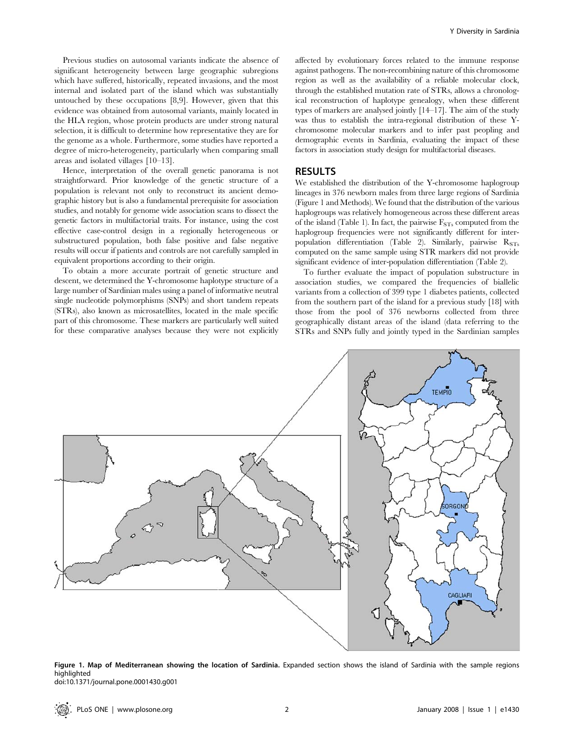Previous studies on autosomal variants indicate the absence of significant heterogeneity between large geographic subregions which have suffered, historically, repeated invasions, and the most internal and isolated part of the island which was substantially untouched by these occupations [8,9]. However, given that this evidence was obtained from autosomal variants, mainly located in the HLA region, whose protein products are under strong natural selection, it is difficult to determine how representative they are for the genome as a whole. Furthermore, some studies have reported a degree of micro-heterogeneity, particularly when comparing small areas and isolated villages [10–13].

Hence, interpretation of the overall genetic panorama is not straightforward. Prior knowledge of the genetic structure of a population is relevant not only to reconstruct its ancient demographic history but is also a fundamental prerequisite for association studies, and notably for genome wide association scans to dissect the genetic factors in multifactorial traits. For instance, using the cost effective case-control design in a regionally heterogeneous or substructured population, both false positive and false negative results will occur if patients and controls are not carefully sampled in equivalent proportions according to their origin.

To obtain a more accurate portrait of genetic structure and descent, we determined the Y-chromosome haplotype structure of a large number of Sardinian males using a panel of informative neutral single nucleotide polymorphisms (SNPs) and short tandem repeats (STRs), also known as microsatellites, located in the male specific part of this chromosome. These markers are particularly well suited for these comparative analyses because they were not explicitly affected by evolutionary forces related to the immune response against pathogens. The non-recombining nature of this chromosome region as well as the availability of a reliable molecular clock, through the established mutation rate of STRs, allows a chronological reconstruction of haplotype genealogy, when these different types of markers are analysed jointly [14–17]. The aim of the study was thus to establish the intra-regional distribution of these Y-chromosome molecular markers and to infer past peopling and demographic events in Sardinia, evaluating the impact of these factors in association study design for multifactorial diseases.

## RESULTS

We established the distribution of the Y-chromosome haplogroup lineages in 376 newborn males from three large regions of Sardinia (Figure 1 and Methods). We found that the distribution of the various haplogroups was relatively homogeneous across these different areas of the island (Table 1). In fact, the pairwise $F_{STs}$ computed from the haplogroup frequencies were not significantly different for inter-population differentiation (Table 2). Similarly, pairwise $R_{STs}$ computed on the same sample using STR markers did not provide significant evidence of inter-population differentiation (Table 2).

To further evaluate the impact of population substructure in association studies, we compared the frequencies of biallelic variants from a collection of 399 type 1 diabetes patients, collected from the southern part of the island for a previous study [18] with those from the pool of 376 newborns collected from three geographically distant areas of the island (data referring to the STRs and SNPs fully and jointly typed in the Sardinian samples

**Figure 1. Map of Mediterranean showing the location of Sardinia.** Expanded section shows the island of Sardinia with the sample regions highlighted
doi:10.1371/journal.pone.0001430.g001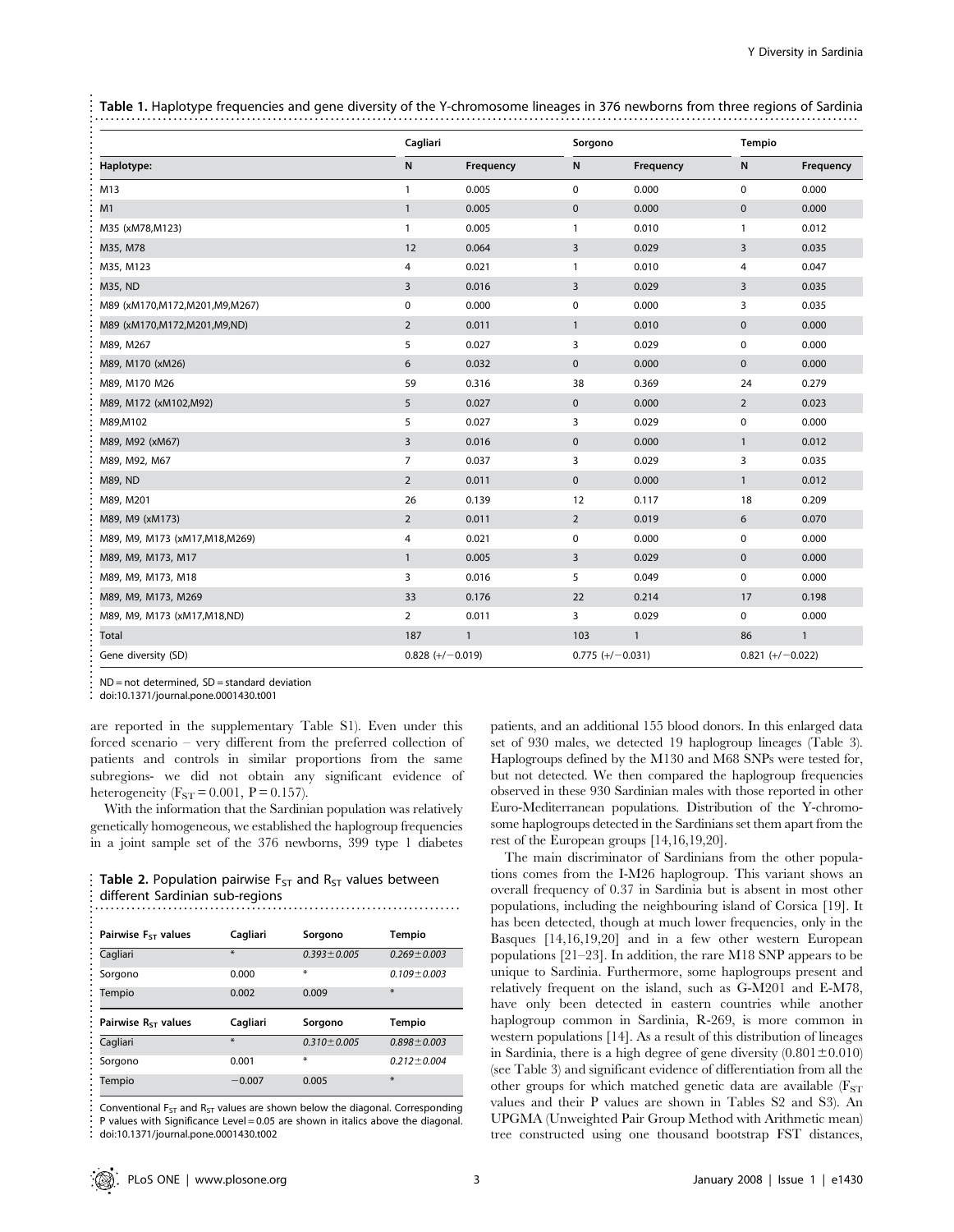**Table 1.** Haplotype frequencies and gene diversity of the Y-chromosome lineages in 376 newborns from three regions of Sardinia

| | Cagliari | | Sorgono | | Tempio | |
|---|---|---|---|---|---|---|
| Haplotype: | N | Frequency | N | Frequency | N | Frequency |
| M13 | 1 | 0.005 | 0 | 0.000 | 0 | 0.000 |
| M1 | 1 | 0.005 | 0 | 0.000 | 0 | 0.000 |
| M35 (xM78,M123) | 1 | 0.005 | 1 | 0.010 | 1 | 0.012 |
| M35, M78 | 12 | 0.064 | 3 | 0.029 | 3 | 0.035 |
| M35, M123 | 4 | 0.021 | 1 | 0.010 | 4 | 0.047 |
| M35, ND | 3 | 0.016 | 3 | 0.029 | 3 | 0.035 |
| M89 (xM170,M172,M201,M9,M267) | 0 | 0.000 | 0 | 0.000 | 3 | 0.035 |
| M89 (xM170,M172,M201,M9,ND) | 2 | 0.011 | 1 | 0.010 | 0 | 0.000 |
| M89, M267 | 5 | 0.027 | 3 | 0.029 | 0 | 0.000 |
| M89, M170 (xM26) | 6 | 0.032 | 0 | 0.000 | 0 | 0.000 |
| M89, M170 M26 | 59 | 0.316 | 38 | 0.369 | 24 | 0.279 |
| M89, M172 (xM102,M92) | 5 | 0.027 | 0 | 0.000 | 2 | 0.023 |
| M89,M102 | 5 | 0.027 | 3 | 0.029 | 0 | 0.000 |
| M89, M92 (xM67) | 3 | 0.016 | 0 | 0.000 | 1 | 0.012 |
| M89, M92, M67 | 7 | 0.037 | 3 | 0.029 | 3 | 0.035 |
| M89, ND | 2 | 0.011 | 0 | 0.000 | 1 | 0.012 |
| M89, M201 | 26 | 0.139 | 12 | 0.117 | 18 | 0.209 |
| M89, M9 (xM173) | 2 | 0.011 | 2 | 0.019 | 6 | 0.070 |
| M89, M9, M173 (xM17,M18,M269) | 4 | 0.021 | 0 | 0.000 | 0 | 0.000 |
| M89, M9, M173, M17 | 1 | 0.005 | 3 | 0.029 | 0 | 0.000 |
| M89, M9, M173, M18 | 3 | 0.016 | 5 | 0.049 | 0 | 0.000 |
| M89, M9, M173, M269 | 33 | 0.176 | 22 | 0.214 | 17 | 0.198 |
| M89, M9, M173 (xM17,M18,ND) | 2 | 0.011 | 3 | 0.029 | 0 | 0.000 |
| Total | 187 | 1 | 103 | 1 | 86 | 1 |
| Gene diversity (SD) | 0.828 (+/−0.019) | | 0.775 (+/−0.031) | | 0.821 (+/−0.022) | |

ND = not determined, SD = standard deviation
doi:10.1371/journal.pone.0001430.t001

are reported in the supplementary Table S1). Even under this forced scenario – very different from the preferred collection of patients and controls in similar proportions from the same subregions- we did not obtain any significant evidence of heterogeneity ($F_{ST} = 0.001$, $P = 0.157$).

With the information that the Sardinian population was relatively genetically homogeneous, we established the haplogroup frequencies in a joint sample set of the 376 newborns, 399 type 1 diabetes patients, and an additional 155 blood donors. In this enlarged data set of 930 males, we detected 19 haplogroup lineages (Table 3). Haplogroups defined by the M130 and M68 SNPs were tested for, but not detected. We then compared the haplogroup frequencies observed in these 930 Sardinian males with those reported in other Euro-Mediterranean populations. Distribution of the Y-chromosome haplogroups detected in the Sardinians set them apart from the rest of the European groups [14,16,19,20].

**Table 2.** Population pairwise $F_{ST}$ and $R_{ST}$ values between different Sardinian sub-regions

| Pairwise $F_{ST}$ values | Cagliari | Sorgono | Tempio |
|---|---|---|---|
| Cagliari | * | *0.393±0.005* | *0.269±0.003* |
| Sorgono | 0.000 | * | *0.109±0.003* |
| Tempio | 0.002 | 0.009 | * |
| **Pairwise $R_{ST}$ values** | **Cagliari** | **Sorgono** | **Tempio** |
| Cagliari | * | *0.310±0.005* | *0.898±0.003* |
| Sorgono | 0.001 | * | *0.212±0.004* |
| Tempio | −0.007 | 0.005 | * |

Conventional $F_{ST}$ and $R_{ST}$ values are shown below the diagonal. Corresponding P values with Significance Level = 0.05 are shown in italics above the diagonal.
doi:10.1371/journal.pone.0001430.t002

The main discriminator of Sardinians from the other populations comes from the I-M26 haplogroup. This variant shows an overall frequency of 0.37 in Sardinia but is absent in most other populations, including the neighbouring island of Corsica [19]. It has been detected, though at much lower frequencies, only in the Basques [14,16,19,20] and in a few other western European populations [21–23]. In addition, the rare M18 SNP appears to be unique to Sardinia. Furthermore, some haplogroups present and relatively frequent on the island, such as G-M201 and E-M78, have only been detected in eastern countries while another haplogroup common in Sardinia, R-269, is more common in western populations [14]. As a result of this distribution of lineages in Sardinia, there is a high degree of gene diversity (0.801±0.010) (see Table 3) and significant evidence of differentiation from all the other groups for which matched genetic data are available ($F_{ST}$ values and their P values are shown in Tables S2 and S3). An UPGMA (Unweighted Pair Group Method with Arithmetic mean) tree constructed using one thousand bootstrap FST distances,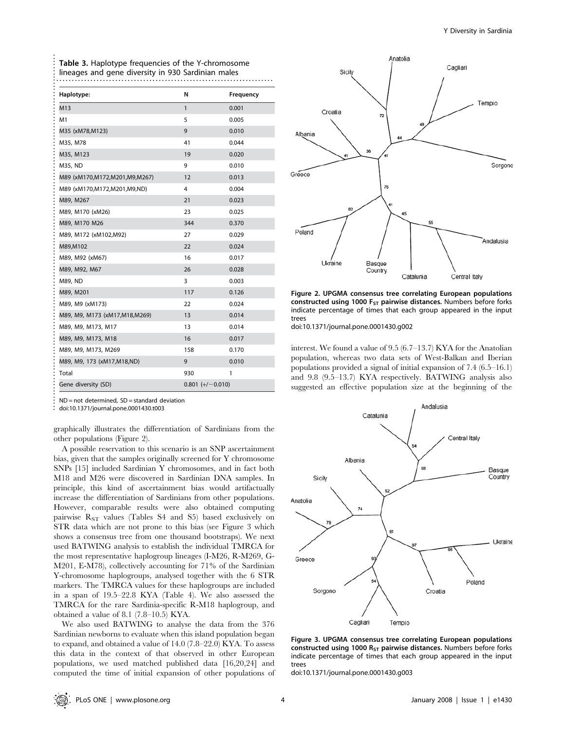**Table 3.** Haplotype frequencies of the Y-chromosome lineages and gene diversity in 930 Sardinian males

| Haplotype: | N | Frequency |
|---|---|---|
| M13 | 1 | 0.001 |
| M1 | 5 | 0.005 |
| M35 (xM78,M123) | 9 | 0.010 |
| M35, M78 | 41 | 0.044 |
| M35, M123 | 19 | 0.020 |
| M35, ND | 9 | 0.010 |
| M89 (xM170,M172,M201,M9,M267) | 12 | 0.013 |
| M89 (xM170,M172,M201,M9,ND) | 4 | 0.004 |
| M89, M267 | 21 | 0.023 |
| M89, M170 (xM26) | 23 | 0.025 |
| M89, M170 M26 | 344 | 0.370 |
| M89, M172 (xM102,M92) | 27 | 0.029 |
| M89,M102 | 22 | 0.024 |
| M89, M92 (xM67) | 16 | 0.017 |
| M89, M92, M67 | 26 | 0.028 |
| M89, ND | 3 | 0.003 |
| M89, M201 | 117 | 0.126 |
| M89, M9 (xM173) | 22 | 0.024 |
| M89, M9, M173 (xM17,M18,M269) | 13 | 0.014 |
| M89, M9, M173, M17 | 13 | 0.014 |
| M89, M9, M173, M18 | 16 | 0.017 |
| M89, M9, M173, M269 | 158 | 0.170 |
| M89, M9, 173 (xM17,M18,ND) | 9 | 0.010 |
| Total | 930 | 1 |
| Gene diversity (SD) | 0.801 (+/−0.010) | |

ND = not determined, SD = standard deviation
doi:10.1371/journal.pone.0001430.t003

graphically illustrates the differentiation of Sardinians from the other populations (Figure 2).

A possible reservation to this scenario is an SNP ascertainment bias, given that the samples originally screened for Y chromosome SNPs [15] included Sardinian Y chromosomes, and in fact both M18 and M26 were discovered in Sardinian DNA samples. In principle, this kind of ascertainment bias would artifactually increase the differentiation of Sardinians from other populations. However, comparable results were also obtained computing pairwise $R_{ST}$ values (Tables S4 and S5) based exclusively on STR data which are not prone to this bias (see Figure 3 which shows a consensus tree from one thousand bootstraps). We next used BATWING analysis to establish the individual TMRCA for the most representative haplogroup lineages (I-M26, R-M269, G-M201, E-M78), collectively accounting for 71% of the Sardinian Y-chromosome haplogroups, analysed together with the 6 STR markers. The TMRCA values for these haplogroups are included in a span of 19.5–22.8 KYA (Table 4). We also assessed the TMRCA for the rare Sardinia-specific R-M18 haplogroup, and obtained a value of 8.1 (7.8–10.5) KYA.

We also used BATWING to analyse the data from the 376 Sardinian newborns to evaluate when this island population began to expand, and obtained a value of 14.0 (7.8–22.0) KYA. To assess this data in the context of that observed in other European populations, we used matched published data [16,20,24] and computed the time of initial expansion of other populations of interest. We found a value of 9.5 (6.7–13.7) KYA for the Anatolian population, whereas two data sets of West-Balkan and Iberian populations provided a signal of initial expansion of 7.4 (6.5–16.1) and 9.8 (9.5–13.7) KYA respectively. BATWING analysis also suggested an effective population size at the beginning of the

**Figure 2. UPGMA consensus tree correlating European populations constructed using 1000 $F_{ST}$ pairwise distances.** Numbers before forks indicate percentage of times that each group appeared in the input trees
doi:10.1371/journal.pone.0001430.g002

**Figure 3. UPGMA consensus tree correlating European populations constructed using 1000 $R_{ST}$ pairwise distances.** Numbers before forks indicate percentage of times that each group appeared in the input trees
doi:10.1371/journal.pone.0001430.g003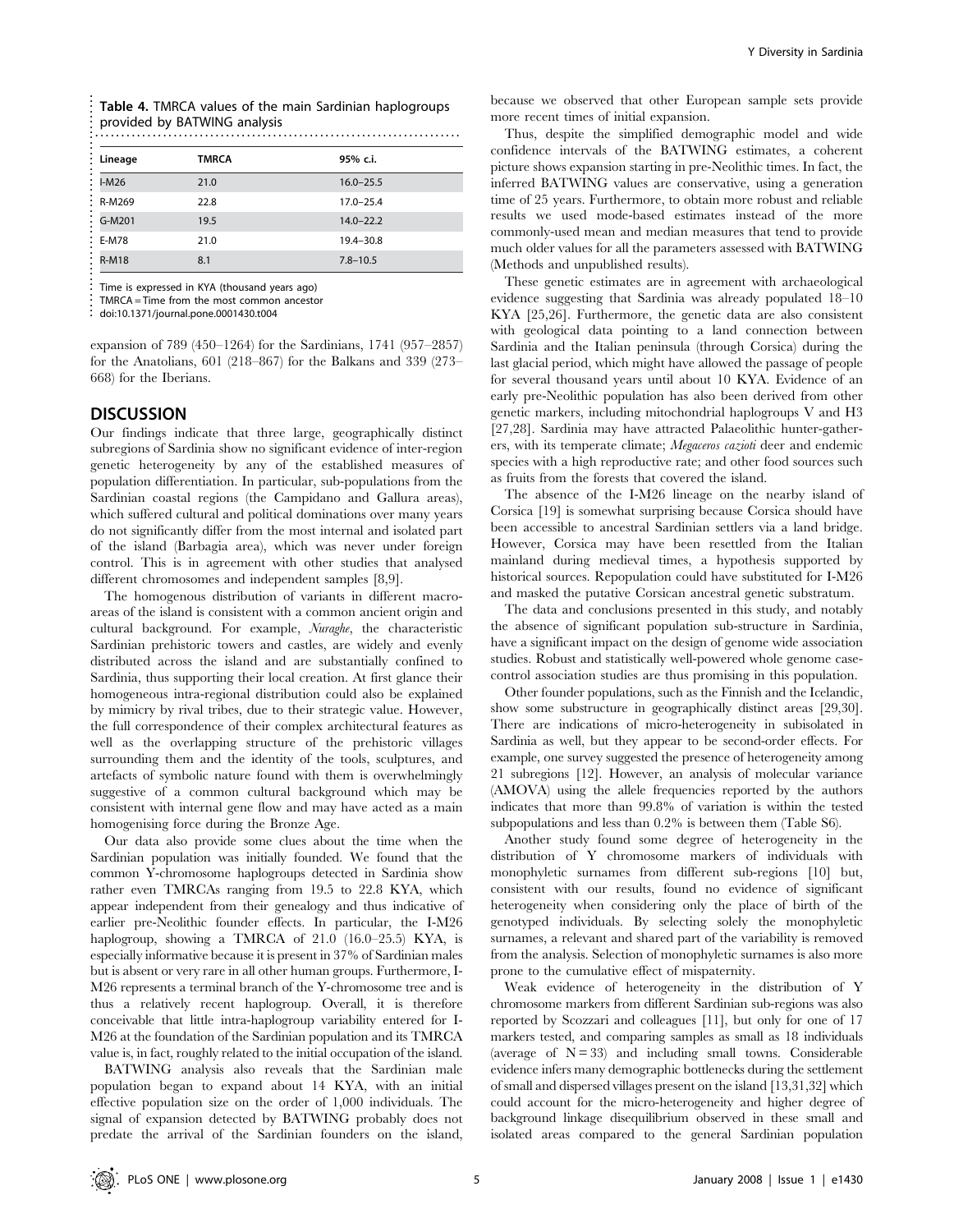**Table 4.** TMRCA values of the main Sardinian haplogroups provided by BATWING analysis

| Lineage | TMRCA | 95% c.i. |
|---|---|---|
| I-M26 | 21.0 | 16.0–25.5 |
| R-M269 | 22.8 | 17.0–25.4 |
| G-M201 | 19.5 | 14.0–22.2 |
| E-M78 | 21.0 | 19.4–30.8 |
| R-M18 | 8.1 | 7.8–10.5 |

Time is expressed in KYA (thousand years ago)
TMRCA = Time from the most common ancestor
doi:10.1371/journal.pone.0001430.t004

expansion of 789 (450–1264) for the Sardinians, 1741 (957–2857) for the Anatolians, 601 (218–867) for the Balkans and 339 (273–668) for the Iberians.

## DISCUSSION

Our findings indicate that three large, geographically distinct subregions of Sardinia show no significant evidence of inter-region genetic heterogeneity by any of the established measures of population differentiation. In particular, sub-populations from the Sardinian coastal regions (the Campidano and Gallura areas), which suffered cultural and political dominations over many years do not significantly differ from the most internal and isolated part of the island (Barbagia area), which was never under foreign control. This is in agreement with other studies that analysed different chromosomes and independent samples [8,9].

The homogenous distribution of variants in different macro-areas of the island is consistent with a common ancient origin and cultural background. For example, *Nuraghe*, the characteristic Sardinian prehistoric towers and castles, are widely and evenly distributed across the island and are substantially confined to Sardinia, thus supporting their local creation. At first glance their homogeneous intra-regional distribution could also be explained by mimicry by rival tribes, due to their strategic value. However, the full correspondence of their complex architectural features as well as the overlapping structure of the prehistoric villages surrounding them and the identity of the tools, sculptures, and artefacts of symbolic nature found with them is overwhelmingly suggestive of a common cultural background which may be consistent with internal gene flow and may have acted as a main homogenising force during the Bronze Age.

Our data also provide some clues about the time when the Sardinian population was initially founded. We found that the common Y-chromosome haplogroups detected in Sardinia show rather even TMRCAs ranging from 19.5 to 22.8 KYA, which appear independent from their genealogy and thus indicative of earlier pre-Neolithic founder effects. In particular, the I-M26 haplogroup, showing a TMRCA of 21.0 (16.0–25.5) KYA, is especially informative because it is present in 37% of Sardinian males but is absent or very rare in all other human groups. Furthermore, I-M26 represents a terminal branch of the Y-chromosome tree and is thus a relatively recent haplogroup. Overall, it is therefore conceivable that little intra-haplogroup variability entered for I-M26 at the foundation of the Sardinian population and its TMRCA value is, in fact, roughly related to the initial occupation of the island.

BATWING analysis also reveals that the Sardinian male population began to expand about 14 KYA, with an initial effective population size on the order of 1,000 individuals. The signal of expansion detected by BATWING probably does not predate the arrival of the Sardinian founders on the island, because we observed that other European sample sets provide more recent times of initial expansion.

Thus, despite the simplified demographic model and wide confidence intervals of the BATWING estimates, a coherent picture shows expansion starting in pre-Neolithic times. In fact, the inferred BATWING values are conservative, using a generation time of 25 years. Furthermore, to obtain more robust and reliable results we used mode-based estimates instead of the more commonly-used mean and median measures that tend to provide much older values for all the parameters assessed with BATWING (Methods and unpublished results).

These genetic estimates are in agreement with archaeological evidence suggesting that Sardinia was already populated 18–10 KYA [25,26]. Furthermore, the genetic data are also consistent with geological data pointing to a land connection between Sardinia and the Italian peninsula (through Corsica) during the last glacial period, which might have allowed the passage of people for several thousand years until about 10 KYA. Evidence of an early pre-Neolithic population has also been derived from other genetic markers, including mitochondrial haplogroups V and H3 [27,28]. Sardinia may have attracted Palaeolithic hunter-gatherers, with its temperate climate; *Megaceros cazioti* deer and endemic species with a high reproductive rate; and other food sources such as fruits from the forests that covered the island.

The absence of the I-M26 lineage on the nearby island of Corsica [19] is somewhat surprising because Corsica should have been accessible to ancestral Sardinian settlers via a land bridge. However, Corsica may have been resettled from the Italian mainland during medieval times, a hypothesis supported by historical sources. Repopulation could have substituted for I-M26 and masked the putative Corsican ancestral genetic substratum.

The data and conclusions presented in this study, and notably the absence of significant population sub-structure in Sardinia, have a significant impact on the design of genome wide association studies. Robust and statistically well-powered whole genome case-control association studies are thus promising in this population.

Other founder populations, such as the Finnish and the Icelandic, show some substructure in geographically distinct areas [29,30]. There are indications of micro-heterogeneity in subisolated in Sardinia as well, but they appear to be second-order effects. For example, one survey suggested the presence of heterogeneity among 21 subregions [12]. However, an analysis of molecular variance (AMOVA) using the allele frequencies reported by the authors indicates that more than 99.8% of variation is within the tested subpopulations and less than 0.2% is between them (Table S6).

Another study found some degree of heterogeneity in the distribution of Y chromosome markers of individuals with monophyletic surnames from different sub-regions [10] but, consistent with our results, found no evidence of significant heterogeneity when considering only the place of birth of the genotyped individuals. By selecting solely the monophyletic surnames, a relevant and shared part of the variability is removed from the analysis. Selection of monophyletic surnames is also more prone to the cumulative effect of mispaternity.

Weak evidence of heterogeneity in the distribution of Y chromosome markers from different Sardinian sub-regions was also reported by Scozzari and colleagues [11], but only for one of 17 markers tested, and comparing samples as small as 18 individuals (average of N = 33) and including small towns. Considerable evidence infers many demographic bottlenecks during the settlement of small and dispersed villages present on the island [13,31,32] which could account for the micro-heterogeneity and higher degree of background linkage disequilibrium observed in these small and isolated areas compared to the general Sardinian population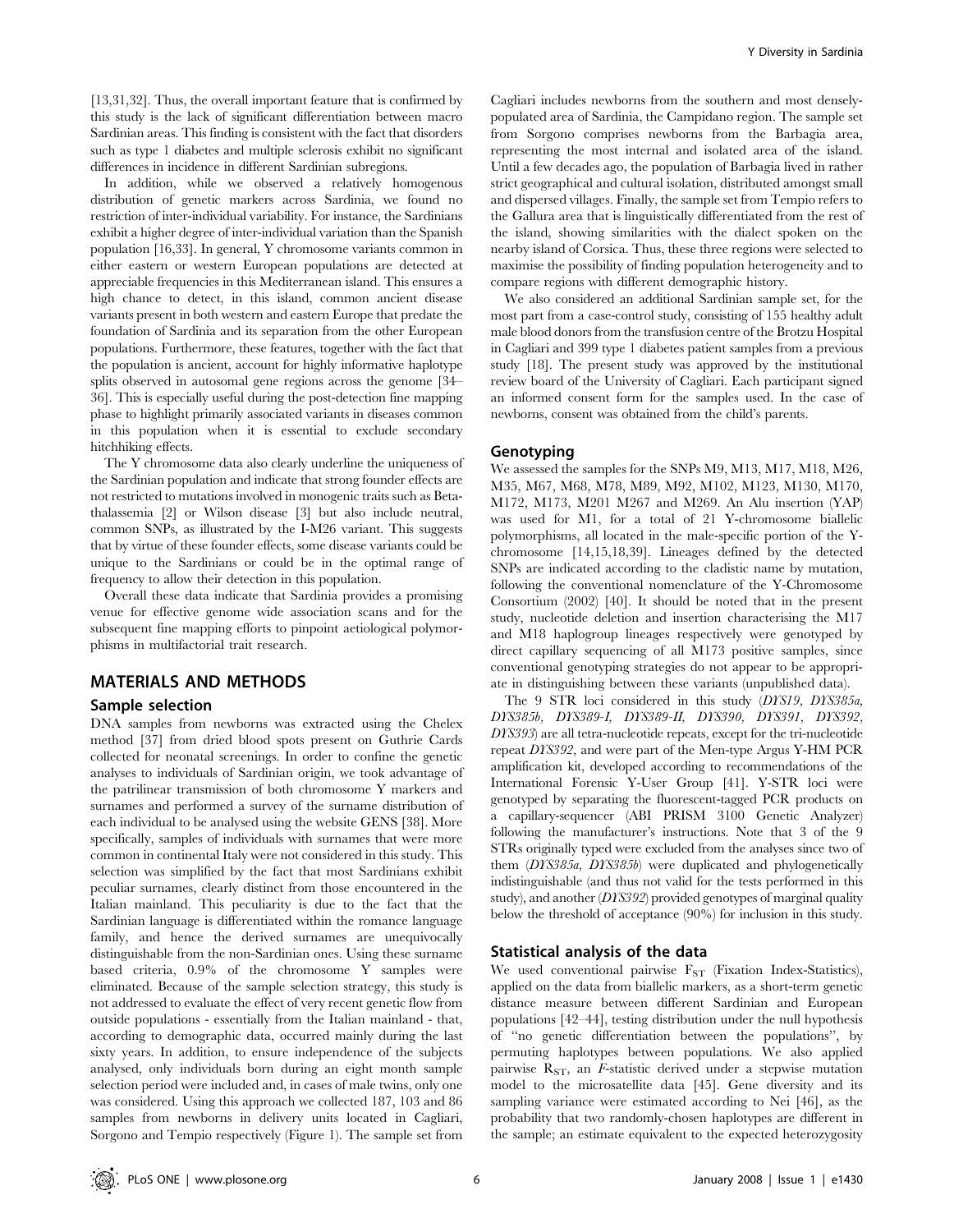[13,31,32]. Thus, the overall important feature that is confirmed by this study is the lack of significant differentiation between macro Sardinian areas. This finding is consistent with the fact that disorders such as type 1 diabetes and multiple sclerosis exhibit no significant differences in incidence in different Sardinian subregions.

In addition, while we observed a relatively homogenous distribution of genetic markers across Sardinia, we found no restriction of inter-individual variability. For instance, the Sardinians exhibit a higher degree of inter-individual variation than the Spanish population [16,33]. In general, Y chromosome variants common in either eastern or western European populations are detected at appreciable frequencies in this Mediterranean island. This ensures a high chance to detect, in this island, common ancient disease variants present in both western and eastern Europe that predate the foundation of Sardinia and its separation from the other European populations. Furthermore, these features, together with the fact that the population is ancient, account for highly informative haplotype splits observed in autosomal gene regions across the genome [34–36]. This is especially useful during the post-detection fine mapping phase to highlight primarily associated variants in diseases common in this population when it is essential to exclude secondary hitchhiking effects.

The Y chromosome data also clearly underline the uniqueness of the Sardinian population and indicate that strong founder effects are not restricted to mutations involved in monogenic traits such as Beta-thalassemia [2] or Wilson disease [3] but also include neutral, common SNPs, as illustrated by the I-M26 variant. This suggests that by virtue of these founder effects, some disease variants could be unique to the Sardinians or could be in the optimal range of frequency to allow their detection in this population.

Overall these data indicate that Sardinia provides a promising venue for effective genome wide association scans and for the subsequent fine mapping efforts to pinpoint aetiological polymorphisms in multifactorial trait research.

## MATERIALS AND METHODS

### Sample selection

DNA samples from newborns was extracted using the Chelex method [37] from dried blood spots present on Guthrie Cards collected for neonatal screenings. In order to confine the genetic analyses to individuals of Sardinian origin, we took advantage of the patrilinear transmission of both chromosome Y markers and surnames and performed a survey of the surname distribution of each individual to be analysed using the website GENS [38]. More specifically, samples of individuals with surnames that were more common in continental Italy were not considered in this study. This selection was simplified by the fact that most Sardinians exhibit peculiar surnames, clearly distinct from those encountered in the Italian mainland. This peculiarity is due to the fact that the Sardinian language is differentiated within the romance language family, and hence the derived surnames are unequivocally distinguishable from the non-Sardinian ones. Using these surname based criteria, 0.9% of the chromosome Y samples were eliminated. Because of the sample selection strategy, this study is not addressed to evaluate the effect of very recent genetic flow from outside populations - essentially from the Italian mainland - that, according to demographic data, occurred mainly during the last sixty years. In addition, to ensure independence of the subjects analysed, only individuals born during an eight month sample selection period were included and, in cases of male twins, only one was considered. Using this approach we collected 187, 103 and 86 samples from newborns in delivery units located in Cagliari, Sorgono and Tempio respectively (Figure 1). The sample set from Cagliari includes newborns from the southern and most densely-populated area of Sardinia, the Campidano region. The sample set from Sorgono comprises newborns from the Barbagia area, representing the most internal and isolated area of the island. Until a few decades ago, the population of Barbagia lived in rather strict geographical and cultural isolation, distributed amongst small and dispersed villages. Finally, the sample set from Tempio refers to the Gallura area that is linguistically differentiated from the rest of the island, showing similarities with the dialect spoken on the nearby island of Corsica. Thus, these three regions were selected to maximise the possibility of finding population heterogeneity and to compare regions with different demographic history.

We also considered an additional Sardinian sample set, for the most part from a case-control study, consisting of 155 healthy adult male blood donors from the transfusion centre of the Brotzu Hospital in Cagliari and 399 type 1 diabetes patient samples from a previous study [18]. The present study was approved by the institutional review board of the University of Cagliari. Each participant signed an informed consent form for the samples used. In the case of newborns, consent was obtained from the child's parents.

### Genotyping

We assessed the samples for the SNPs M9, M13, M17, M18, M26, M35, M67, M68, M78, M89, M92, M102, M123, M130, M170, M172, M173, M201 M267 and M269. An Alu insertion (YAP) was used for M1, for a total of 21 Y-chromosome biallelic polymorphisms, all located in the male-specific portion of the Y-chromosome [14,15,18,39]. Lineages defined by the detected SNPs are indicated according to the cladistic name by mutation, following the conventional nomenclature of the Y-Chromosome Consortium (2002) [40]. It should be noted that in the present study, nucleotide deletion and insertion characterising the M17 and M18 haplogroup lineages respectively were genotyped by direct capillary sequencing of all M173 positive samples, since conventional genotyping strategies do not appear to be appropriate in distinguishing between these variants (unpublished data).

The 9 STR loci considered in this study (*DYS19, DYS385a, DYS385b, DYS389-I, DYS389-II, DYS390, DYS391, DYS392, DYS393*) are all tetra-nucleotide repeats, except for the tri-nucleotide repeat *DYS392*, and were part of the Men-type Argus Y-HM PCR amplification kit, developed according to recommendations of the International Forensic Y-User Group [41]. Y-STR loci were genotyped by separating the fluorescent-tagged PCR products on a capillary-sequencer (ABI PRISM 3100 Genetic Analyzer) following the manufacturer's instructions. Note that 3 of the 9 STRs originally typed were excluded from the analyses since two of them (*DYS385a, DYS385b*) were duplicated and phylogenetically indistinguishable (and thus not valid for the tests performed in this study), and another (*DYS392*) provided genotypes of marginal quality below the threshold of acceptance (90%) for inclusion in this study.

### Statistical analysis of the data

We used conventional pairwise $F_{ST}$ (Fixation Index-Statistics), applied on the data from biallelic markers, as a short-term genetic distance measure between different Sardinian and European populations [42–44], testing distribution under the null hypothesis of "no genetic differentiation between the populations", by permuting haplotypes between populations. We also applied pairwise $R_{ST}$, an *F*-statistic derived under a stepwise mutation model to the microsatellite data [45]. Gene diversity and its sampling variance were estimated according to Nei [46], as the probability that two randomly-chosen haplotypes are different in the sample; an estimate equivalent to the expected heterozygosity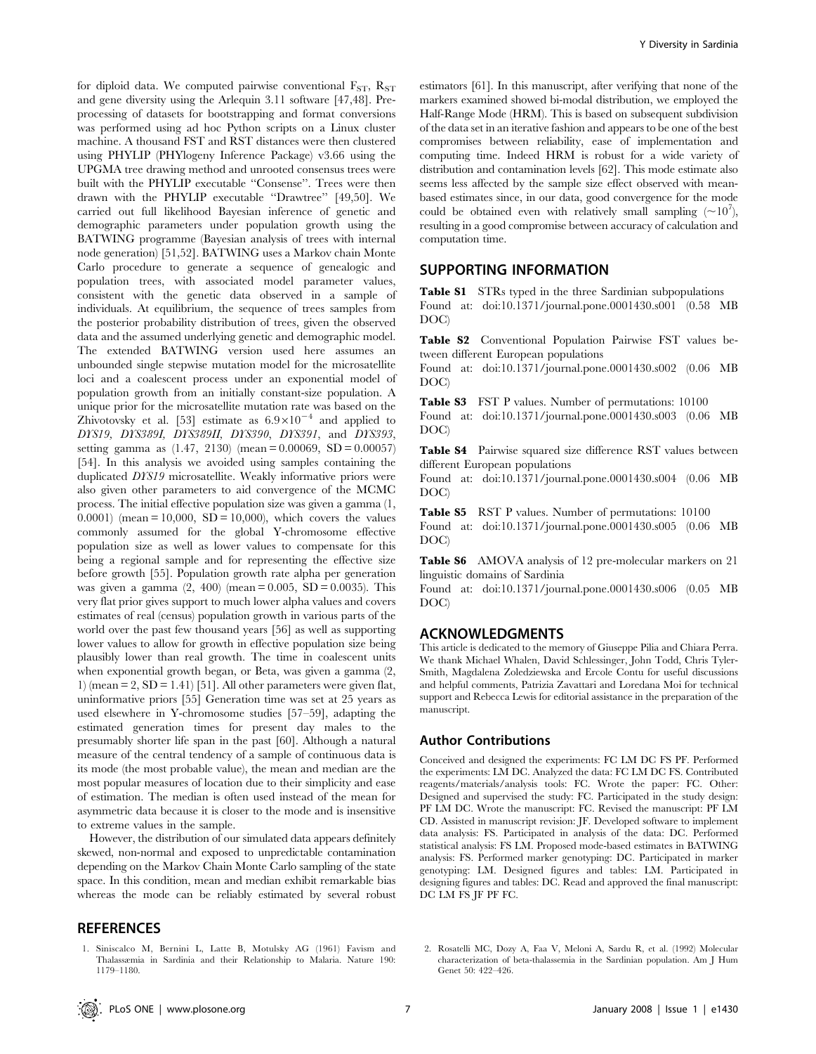for diploid data. We computed pairwise conventional $F_{ST}$, $R_{ST}$ and gene diversity using the Arlequin 3.11 software [47,48]. Pre-processing of datasets for bootstrapping and format conversions was performed using ad hoc Python scripts on a Linux cluster machine. A thousand FST and RST distances were then clustered using PHYLIP (PHYlogeny Inference Package) v3.66 using the UPGMA tree drawing method and unrooted consensus trees were built with the PHYLIP executable "Consense". Trees were then drawn with the PHYLIP executable "Drawtree" [49,50]. We carried out full likelihood Bayesian inference of genetic and demographic parameters under population growth using the BATWING programme (Bayesian analysis of trees with internal node generation) [51,52]. BATWING uses a Markov chain Monte Carlo procedure to generate a sequence of genealogic and population trees, with associated model parameter values, consistent with the genetic data observed in a sample of individuals. At equilibrium, the sequence of trees samples from the posterior probability distribution of trees, given the observed data and the assumed underlying genetic and demographic model. The extended BATWING version used here assumes an unbounded single stepwise mutation model for the microsatellite loci and a coalescent process under an exponential model of population growth from an initially constant-size population. A unique prior for the microsatellite mutation rate was based on the Zhivotovsky et al. [53] estimate as $6.9\times10^{-4}$ and applied to *DYS19*, *DYS389I*, *DYS389II*, *DYS390*, *DYS391*, and *DYS393*, setting gamma as (1.47, 2130) (mean = 0.00069, SD = 0.00057) [54]. In this analysis we avoided using samples containing the duplicated *DYS19* microsatellite. Weakly informative priors were also given other parameters to aid convergence of the MCMC process. The initial effective population size was given a gamma (1, 0.0001) (mean = 10,000, SD = 10,000), which covers the values commonly assumed for the global Y-chromosome effective population size as well as lower values to compensate for this being a regional sample and for representing the effective size before growth [55]. Population growth rate alpha per generation was given a gamma (2, 400) (mean = 0.005, SD = 0.0035). This very flat prior gives support to much lower alpha values and covers estimates of real (census) population growth in various parts of the world over the past few thousand years [56] as well as supporting lower values to allow for growth in effective population size being plausibly lower than real growth. The time in coalescent units when exponential growth began, or Beta, was given a gamma (2, 1) (mean = 2, SD = 1.41) [51]. All other parameters were given flat, uninformative priors [55] Generation time was set at 25 years as used elsewhere in Y-chromosome studies [57–59], adapting the estimated generation times for present day males to the presumably shorter life span in the past [60]. Although a natural measure of the central tendency of a sample of continuous data is its mode (the most probable value), the mean and median are the most popular measures of location due to their simplicity and ease of estimation. The median is often used instead of the mean for asymmetric data because it is closer to the mode and is insensitive to extreme values in the sample.

However, the distribution of our simulated data appears definitely skewed, non-normal and exposed to unpredictable contamination depending on the Markov Chain Monte Carlo sampling of the state space. In this condition, mean and median exhibit remarkable bias whereas the mode can be reliably estimated by several robust estimators [61]. In this manuscript, after verifying that none of the markers examined showed bi-modal distribution, we employed the Half-Range Mode (HRM). This is based on subsequent subdivision of the data set in an iterative fashion and appears to be one of the best compromises between reliability, ease of implementation and computing time. Indeed HRM is robust for a wide variety of distribution and contamination levels [62]. This mode estimate also seems less affected by the sample size effect observed with mean-based estimates since, in our data, good convergence for the mode could be obtained even with relatively small sampling ($\sim10^7$), resulting in a good compromise between accuracy of calculation and computation time.

## SUPPORTING INFORMATION

**Table S1** STRs typed in the three Sardinian subpopulations
Found at: doi:10.1371/journal.pone.0001430.s001 (0.58 MB DOC)

**Table S2** Conventional Population Pairwise FST values between different European populations
Found at: doi:10.1371/journal.pone.0001430.s002 (0.06 MB DOC)

**Table S3** FST P values. Number of permutations: 10100
Found at: doi:10.1371/journal.pone.0001430.s003 (0.06 MB DOC)

**Table S4** Pairwise squared size difference RST values between different European populations
Found at: doi:10.1371/journal.pone.0001430.s004 (0.06 MB DOC)

**Table S5** RST P values. Number of permutations: 10100
Found at: doi:10.1371/journal.pone.0001430.s005 (0.06 MB DOC)

**Table S6** AMOVA analysis of 12 pre-molecular markers on 21 linguistic domains of Sardinia
Found at: doi:10.1371/journal.pone.0001430.s006 (0.05 MB DOC)

## ACKNOWLEDGMENTS

This article is dedicated to the memory of Giuseppe Pilia and Chiara Perra. We thank Michael Whalen, David Schlessinger, John Todd, Chris Tyler-Smith, Magdalena Zoledziewska and Ercole Contu for useful discussions and helpful comments, Patrizia Zavattari and Loredana Moi for technical support and Rebecca Lewis for editorial assistance in the preparation of the manuscript.

### Author Contributions

Conceived and designed the experiments: FC LM DC FS PF. Performed the experiments: LM DC. Analyzed the data: FC LM DC FS. Contributed reagents/materials/analysis tools: FC. Wrote the paper: FC. Other: Designed and supervised the study: FC. Participated in the study design: PF LM DC. Wrote the manuscript: FC. Revised the manuscript: PF LM CD. Assisted in manuscript revision: JF. Developed software to implement data analysis: FS. Participated in analysis of the data: DC. Performed statistical analysis: FS LM. Proposed mode-based estimates in BATWING analysis: FS. Performed marker genotyping: DC. Participated in marker genotyping: LM. Designed figures and tables: LM. Participated in designing figures and tables: DC. Read and approved the final manuscript: DC LM FS JF PF FC.

## REFERENCES

1. Siniscalco M, Bernini L, Latte B, Motulsky AG (1961) Favism and Thalassæmia in Sardinia and their Relationship to Malaria. Nature 190: 1179–1180.
2. Rosatelli MC, Dozy A, Faa V, Meloni A, Sardu R, et al. (1992) Molecular characterization of beta-thalassemia in the Sardinian population. Am J Hum Genet 50: 422–426.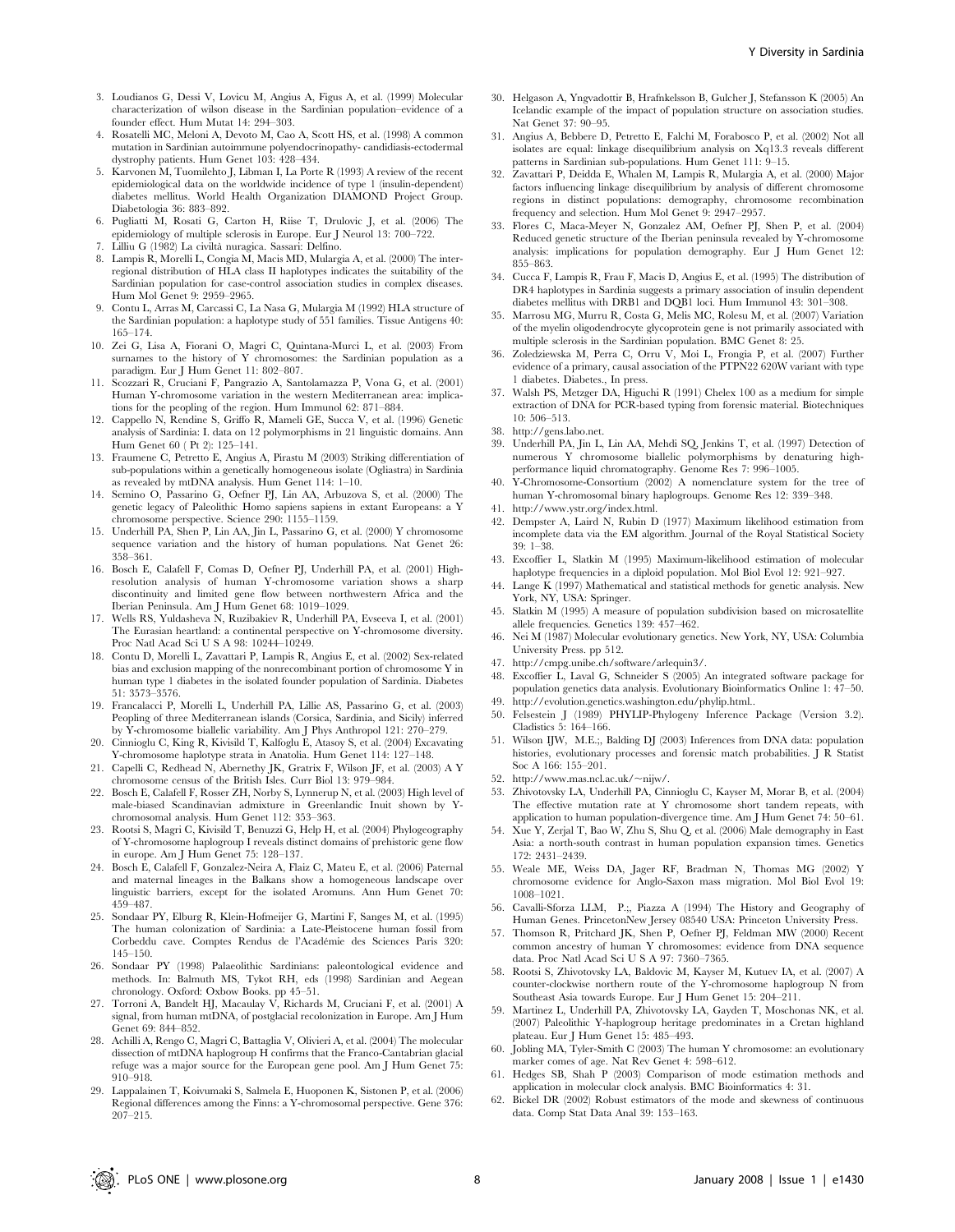3. Loudianos G, Dessi V, Lovicu M, Angius A, Figus A, et al. (1999) Molecular characterization of wilson disease in the Sardinian population–evidence of a founder effect. Hum Mutat 14: 294–303.
4. Rosatelli MC, Meloni A, Devoto M, Cao A, Scott HS, et al. (1998) A common mutation in Sardinian autoimmune polyendocrinopathy- candidiasis-ectodermal dystrophy patients. Hum Genet 103: 428–434.
5. Karvonen M, Tuomilehto J, Libman I, La Porte R (1993) A review of the recent epidemiological data on the worldwide incidence of type 1 (insulin-dependent) diabetes mellitus. World Health Organization DIAMOND Project Group. Diabetologia 36: 883–892.
6. Pugliatti M, Rosati G, Carton H, Riise T, Drulovic J, et al. (2006) The epidemiology of multiple sclerosis in Europe. Eur J Neurol 13: 700–722.
7. Lilliu G (1982) La civiltà nuragica. Sassari: Delfino.
8. Lampis R, Morelli L, Congia M, Macis MD, Mulargia A, et al. (2000) The inter-regional distribution of HLA class II haplotypes indicates the suitability of the Sardinian population for case-control association studies in complex diseases. Hum Mol Genet 9: 2959–2965.
9. Contu L, Arras M, Carcassi C, La Nasa G, Mulargia M (1992) HLA structure of the Sardinian population: a haplotype study of 551 families. Tissue Antigens 40: 165–174.
10. Zei G, Lisa A, Fiorani O, Magri C, Quintana-Murci L, et al. (2003) From surnames to the history of Y chromosomes: the Sardinian population as a paradigm. Eur J Hum Genet 11: 802–807.
11. Scozzari R, Cruciani F, Pangrazio A, Santolamazza P, Vona G, et al. (2001) Human Y-chromosome variation in the western Mediterranean area: implications for the peopling of the region. Hum Immunol 62: 871–884.
12. Cappello N, Rendine S, Griffo R, Mameli GE, Succa V, et al. (1996) Genetic analysis of Sardinia: I. data on 12 polymorphisms in 21 linguistic domains. Ann Hum Genet 60 ( Pt 2): 125–141.
13. Fraumene C, Petretto E, Angius A, Pirastu M (2003) Striking differentiation of sub-populations within a genetically homogeneous isolate (Ogliastra) in Sardinia as revealed by mtDNA analysis. Hum Genet 114: 1–10.
14. Semino O, Passarino G, Oefner PJ, Lin AA, Arbuzova S, et al. (2000) The genetic legacy of Paleolithic Homo sapiens sapiens in extant Europeans: a Y chromosome perspective. Science 290: 1155–1159.
15. Underhill PA, Shen P, Lin AA, Jin L, Passarino G, et al. (2000) Y chromosome sequence variation and the history of human populations. Nat Genet 26: 358–361.
16. Bosch E, Calafell F, Comas D, Oefner PJ, Underhill PA, et al. (2001) High-resolution analysis of human Y-chromosome variation shows a sharp discontinuity and limited gene flow between northwestern Africa and the Iberian Peninsula. Am J Hum Genet 68: 1019–1029.
17. Wells RS, Yuldasheva N, Ruzibakiev R, Underhill PA, Evseeva I, et al. (2001) The Eurasian heartland: a continental perspective on Y-chromosome diversity. Proc Natl Acad Sci U S A 98: 10244–10249.
18. Contu D, Morelli L, Zavattari P, Lampis R, Angius E, et al. (2002) Sex-related bias and exclusion mapping of the nonrecombinant portion of chromosome Y in human type 1 diabetes in the isolated founder population of Sardinia. Diabetes 51: 3573–3576.
19. Francalacci P, Morelli L, Underhill PA, Lillie AS, Passarino G, et al. (2003) Peopling of three Mediterranean islands (Corsica, Sardinia, and Sicily) inferred by Y-chromosome biallelic variability. Am J Phys Anthropol 121: 270–279.
20. Cinnioglu C, King R, Kivisild T, Kalfoglu E, Atasoy S, et al. (2004) Excavating Y-chromosome haplotype strata in Anatolia. Hum Genet 114: 127–148.
21. Capelli C, Redhead N, Abernethy JK, Gratrix F, Wilson JF, et al. (2003) A Y chromosome census of the British Isles. Curr Biol 13: 979–984.
22. Bosch E, Calafell F, Rosser ZH, Norby S, Lynnerup N, et al. (2003) High level of male-biased Scandinavian admixture in Greenlandic Inuit shown by Y-chromosomal analysis. Hum Genet 112: 353–363.
23. Rootsi S, Magri C, Kivisild T, Benuzzi G, Help H, et al. (2004) Phylogeography of Y-chromosome haplogroup I reveals distinct domains of prehistoric gene flow in europe. Am J Hum Genet 75: 128–137.
24. Bosch E, Calafell F, Gonzalez-Neira A, Flaiz C, Mateu E, et al. (2006) Paternal and maternal lineages in the Balkans show a homogeneous landscape over linguistic barriers, except for the isolated Aromuns. Ann Hum Genet 70: 459–487.
25. Sondaar PY, Elburg R, Klein-Hofmeijer G, Martini F, Sanges M, et al. (1995) The human colonization of Sardinia: a Late-Pleistocene human fossil from Corbeddu cave. Comptes Rendus de l'Académie des Sciences Paris 320: 145–150.
26. Sondaar PY (1998) Palaeolithic Sardinians: paleontological evidence and methods. In: Balmuth MS, Tykot RH, eds (1998) Sardinian and Aegean chronology. Oxford: Oxbow Books. pp 45–51.
27. Torroni A, Bandelt HJ, Macaulay V, Richards M, Cruciani F, et al. (2001) A signal, from human mtDNA, of postglacial recolonization in Europe. Am J Hum Genet 69: 844–852.
28. Achilli A, Rengo C, Magri C, Battaglia V, Olivieri A, et al. (2004) The molecular dissection of mtDNA haplogroup H confirms that the Franco-Cantabrian glacial refuge was a major source for the European gene pool. Am J Hum Genet 75: 910–918.
29. Lappalainen T, Koivumaki S, Salmela E, Huoponen K, Sistonen P, et al. (2006) Regional differences among the Finns: a Y-chromosomal perspective. Gene 376: 207–215.
30. Helgason A, Yngvadottir B, Hrafnkelsson B, Gulcher J, Stefansson K (2005) An Icelandic example of the impact of population structure on association studies. Nat Genet 37: 90–95.
31. Angius A, Bebbere D, Petretto E, Falchi M, Forabosco P, et al. (2002) Not all isolates are equal: linkage disequilibrium analysis on Xq13.3 reveals different patterns in Sardinian sub-populations. Hum Genet 111: 9–15.
32. Zavattari P, Deidda E, Whalen M, Lampis R, Mulargia A, et al. (2000) Major factors influencing linkage disequilibrium by analysis of different chromosome regions in distinct populations: demography, chromosome recombination frequency and selection. Hum Mol Genet 9: 2947–2957.
33. Flores C, Maca-Meyer N, Gonzalez AM, Oefner PJ, Shen P, et al. (2004) Reduced genetic structure of the Iberian peninsula revealed by Y-chromosome analysis: implications for population demography. Eur J Hum Genet 12: 855–863.
34. Cucca F, Lampis R, Frau F, Macis D, Angius E, et al. (1995) The distribution of DR4 haplotypes in Sardinia suggests a primary association of insulin dependent diabetes mellitus with DRB1 and DQB1 loci. Hum Immunol 43: 301–308.
35. Marrosu MG, Murru R, Costa G, Melis MC, Rolesu M, et al. (2007) Variation of the myelin oligodendrocyte glycoprotein gene is not primarily associated with multiple sclerosis in the Sardinian population. BMC Genet 8: 25.
36. Zoledziewska M, Perra C, Orru V, Moi L, Frongia P, et al. (2007) Further evidence of a primary, causal association of the PTPN22 620W variant with type 1 diabetes. Diabetes., In press.
37. Walsh PS, Metzger DA, Higuchi R (1991) Chelex 100 as a medium for simple extraction of DNA for PCR-based typing from forensic material. Biotechniques 10: 506–513.
38. http://gens.labo.net.
39. Underhill PA, Jin L, Lin AA, Mehdi SQ, Jenkins T, et al. (1997) Detection of numerous Y chromosome biallelic polymorphisms by denaturing high-performance liquid chromatography. Genome Res 7: 996–1005.
40. Y-Chromosome-Consortium (2002) A nomenclature system for the tree of human Y-chromosomal binary haplogroups. Genome Res 12: 339–348.
41. http://www.ystr.org/index.html.
42. Dempster A, Laird N, Rubin D (1977) Maximum likelihood estimation from incomplete data via the EM algorithm. Journal of the Royal Statistical Society 39: 1–38.
43. Excoffier L, Slatkin M (1995) Maximum-likelihood estimation of molecular haplotype frequencies in a diploid population. Mol Biol Evol 12: 921–927.
44. Lange K (1997) Mathematical and statistical methods for genetic analysis. New York, NY, USA: Springer.
45. Slatkin M (1995) A measure of population subdivision based on microsatellite allele frequencies. Genetics 139: 457–462.
46. Nei M (1987) Molecular evolutionary genetics. New York, NY, USA: Columbia University Press. pp 512.
47. http://cmpg.unibe.ch/software/arlequin3/.
48. Excoffier L, Laval G, Schneider S (2005) An integrated software package for population genetics data analysis. Evolutionary Bioinformatics Online 1: 47–50.
49. http://evolution.genetics.washington.edu/phylip.html..
50. Felsestein J (1989) PHYLIP-Phylogeny Inference Package (Version 3.2). Cladistics 5: 164–166.
51. Wilson IJW, M.E.;, Balding DJ (2003) Inferences from DNA data: population histories, evolutionary processes and forensic match probabilities. J R Statist Soc A 166: 155–201.
52. http://www.mas.ncl.ac.uk/~nijw/.
53. Zhivotovsky LA, Underhill PA, Cinnioglu C, Kayser M, Morar B, et al. (2004) The effective mutation rate at Y chromosome short tandem repeats, with application to human population-divergence time. Am J Hum Genet 74: 50–61.
54. Xue Y, Zerjal T, Bao W, Zhu S, Shu Q, et al. (2006) Male demography in East Asia: a north-south contrast in human population expansion times. Genetics 172: 2431–2439.
55. Weale ME, Weiss DA, Jager RF, Bradman N, Thomas MG (2002) Y chromosome evidence for Anglo-Saxon mass migration. Mol Biol Evol 19: 1008–1021.
56. Cavalli-Sforza LLM, P.;, Piazza A (1994) The History and Geography of Human Genes. PrincetonNew Jersey 08540 USA: Princeton University Press.
57. Thomson R, Pritchard JK, Shen P, Oefner PJ, Feldman MW (2000) Recent common ancestry of human Y chromosomes: evidence from DNA sequence data. Proc Natl Acad Sci U S A 97: 7360–7365.
58. Rootsi S, Zhivotovsky LA, Baldovic M, Kayser M, Kutuev IA, et al. (2007) A counter-clockwise northern route of the Y-chromosome haplogroup N from Southeast Asia towards Europe. Eur J Hum Genet 15: 204–211.
59. Martinez L, Underhill PA, Zhivotovsky LA, Gayden T, Moschonas NK, et al. (2007) Paleolithic Y-haplogroup heritage predominates in a Cretan highland plateau. Eur J Hum Genet 15: 485–493.
60. Jobling MA, Tyler-Smith C (2003) The human Y chromosome: an evolutionary marker comes of age. Nat Rev Genet 4: 598–612.
61. Hedges SB, Shah P (2003) Comparison of mode estimation methods and application in molecular clock analysis. BMC Bioinformatics 4: 31.
62. Bickel DR (2002) Robust estimators of the mode and skewness of continuous data. Comp Stat Data Anal 39: 153–163.